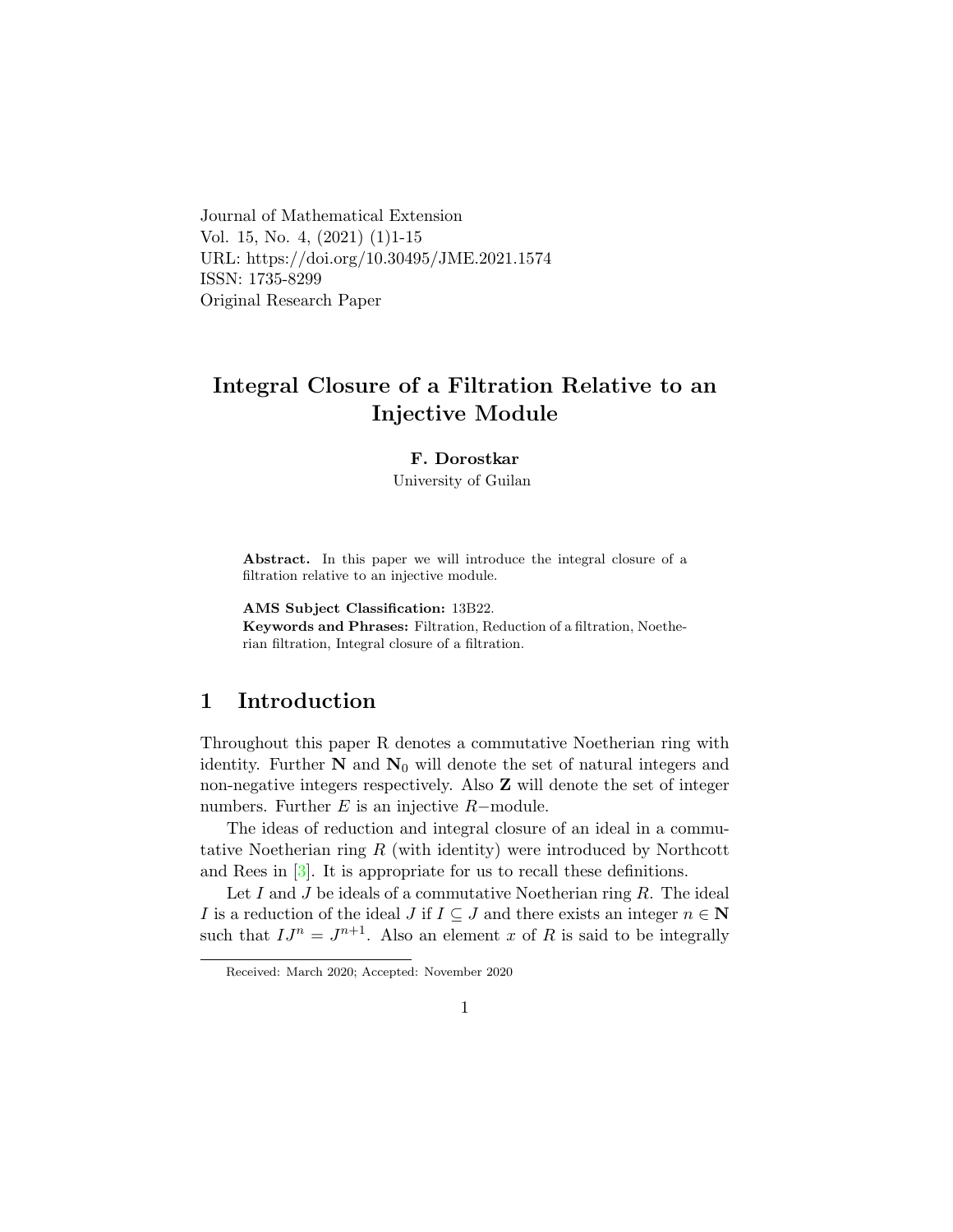Journal of Mathematical Extension
Vol. 15, No. 4, (2021) (1)1-15
URL: https://doi.org/10.30495/JME.2021.1574
ISSN: 1735-8299
Original Research Paper

# Integral Closure of a Filtration Relative to an Injective Module

**F. Dorostkar**

University of Guilan

**Abstract.** In this paper we will introduce the integral closure of a filtration relative to an injective module.

**AMS Subject Classification:** 13B22.
**Keywords and Phrases:** Filtration, Reduction of a filtration, Noetherian filtration, Integral closure of a filtration.

## 1 Introduction

Throughout this paper R denotes a commutative Noetherian ring with identity. Further $\mathbf{N}$ and $\mathbf{N}_0$ will denote the set of natural integers and non-negative integers respectively. Also $\mathbf{Z}$ will denote the set of integer numbers. Further $E$ is an injective $R-$module.

The ideas of reduction and integral closure of an ideal in a commutative Noetherian ring $R$ (with identity) were introduced by Northcott and Rees in [3]. It is appropriate for us to recall these definitions.

Let $I$ and $J$ be ideals of a commutative Noetherian ring $R$. The ideal $I$ is a reduction of the ideal $J$ if $I \subseteq J$ and there exists an integer $n \in \mathbf{N}$ such that $IJ^n = J^{n+1}$. Also an element $x$ of $R$ is said to be integrally

Received: March 2020; Accepted: November 2020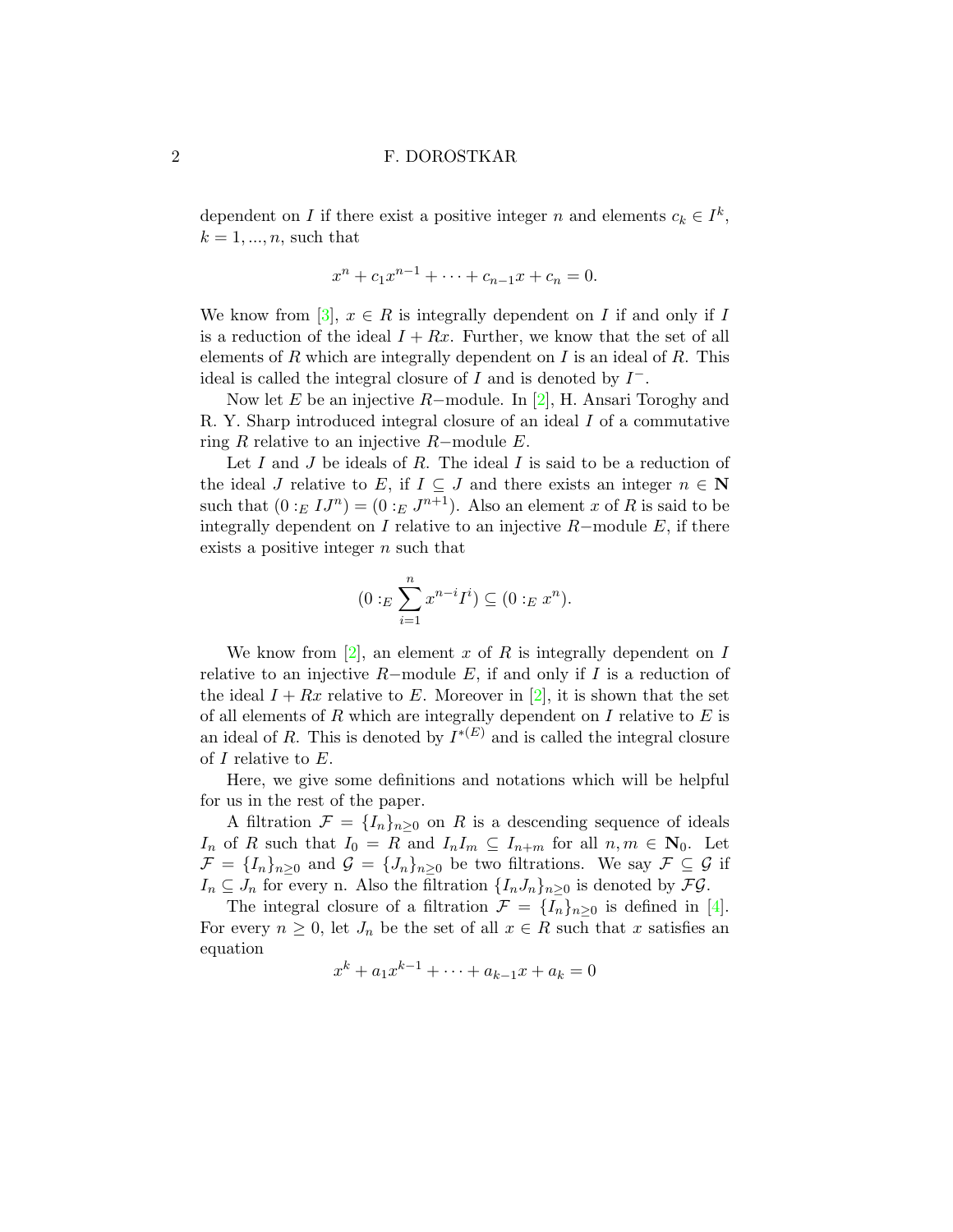dependent on $I$ if there exist a positive integer $n$ and elements $c_k \in I^k$, $k = 1, ..., n$, such that

$$x^n + c_1 x^{n-1} + \cdots + c_{n-1} x + c_n = 0.$$

We know from [3], $x \in R$ is integrally dependent on $I$ if and only if $I$ is a reduction of the ideal $I + Rx$. Further, we know that the set of all elements of $R$ which are integrally dependent on $I$ is an ideal of $R$. This ideal is called the integral closure of $I$ and is denoted by $I^-$.

Now let $E$ be an injective $R-$module. In [2], H. Ansari Toroghy and R. Y. Sharp introduced integral closure of an ideal $I$ of a commutative ring $R$ relative to an injective $R-$module $E$.

Let $I$ and $J$ be ideals of $R$. The ideal $I$ is said to be a reduction of the ideal $J$ relative to $E$, if $I \subseteq J$ and there exists an integer $n \in \mathbf{N}$ such that $(0 :_E IJ^n) = (0 :_E J^{n+1})$. Also an element $x$ of $R$ is said to be integrally dependent on $I$ relative to an injective $R-$module $E$, if there exists a positive integer $n$ such that

$$(0 :_E \sum_{i=1}^{n} x^{n-i} I^i) \subseteq (0 :_E x^n).$$

We know from [2], an element $x$ of $R$ is integrally dependent on $I$ relative to an injective $R-$module $E$, if and only if $I$ is a reduction of the ideal $I + Rx$ relative to $E$. Moreover in [2], it is shown that the set of all elements of $R$ which are integrally dependent on $I$ relative to $E$ is an ideal of $R$. This is denoted by $I^{*(E)}$ and is called the integral closure of $I$ relative to $E$.

Here, we give some definitions and notations which will be helpful for us in the rest of the paper.

A filtration $\mathcal{F} = \{I_n\}_{n \geq 0}$ on $R$ is a descending sequence of ideals $I_n$ of $R$ such that $I_0 = R$ and $I_n I_m \subseteq I_{n+m}$ for all $n, m \in \mathbf{N}_0$. Let $\mathcal{F} = \{I_n\}_{n \geq 0}$ and $\mathcal{G} = \{J_n\}_{n \geq 0}$ be two filtrations. We say $\mathcal{F} \subseteq \mathcal{G}$ if $I_n \subseteq J_n$ for every n. Also the filtration $\{I_n J_n\}_{n \geq 0}$ is denoted by $\mathcal{F}\mathcal{G}$.

The integral closure of a filtration $\mathcal{F} = \{I_n\}_{n \geq 0}$ is defined in [4]. For every $n \geq 0$, let $J_n$ be the set of all $x \in R$ such that $x$ satisfies an equation

$$x^k + a_1 x^{k-1} + \cdots + a_{k-1} x + a_k = 0$$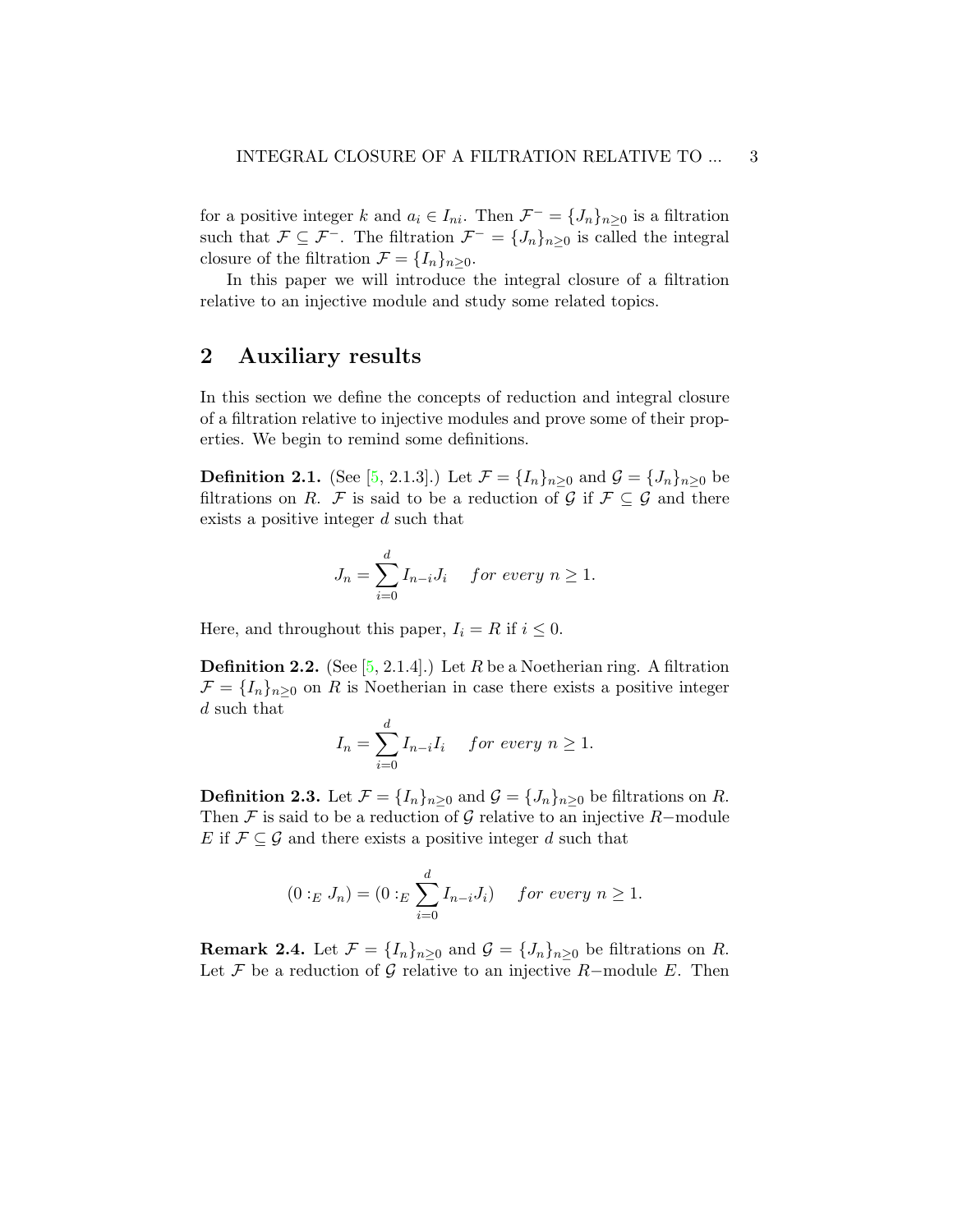for a positive integer $k$ and $a_i \in I_{ni}$. Then $\mathcal{F}^- = \{J_n\}_{n\geq 0}$ is a filtration such that $\mathcal{F} \subseteq \mathcal{F}^-$. The filtration $\mathcal{F}^- = \{J_n\}_{n\geq 0}$ is called the integral closure of the filtration $\mathcal{F} = \{I_n\}_{n\geq 0}$.

In this paper we will introduce the integral closure of a filtration relative to an injective module and study some related topics.

## 2 Auxiliary results

In this section we define the concepts of reduction and integral closure of a filtration relative to injective modules and prove some of their properties. We begin to remind some definitions.

**Definition 2.1.** (See [5, 2.1.3].) Let $\mathcal{F} = \{I_n\}_{n\geq 0}$ and $\mathcal{G} = \{J_n\}_{n\geq 0}$ be filtrations on $R$. $\mathcal{F}$ is said to be a reduction of $\mathcal{G}$ if $\mathcal{F} \subseteq \mathcal{G}$ and there exists a positive integer $d$ such that

$$J_n = \sum_{i=0}^{d} I_{n-i} J_i \quad \textit{for every } n \geq 1.$$

Here, and throughout this paper, $I_i = R$ if $i \leq 0$.

**Definition 2.2.** (See [5, 2.1.4].) Let $R$ be a Noetherian ring. A filtration $\mathcal{F} = \{I_n\}_{n\geq 0}$ on $R$ is Noetherian in case there exists a positive integer $d$ such that

$$I_n = \sum_{i=0}^{d} I_{n-i} I_i \quad \textit{for every } n \geq 1.$$

**Definition 2.3.** Let $\mathcal{F} = \{I_n\}_{n\geq 0}$ and $\mathcal{G} = \{J_n\}_{n\geq 0}$ be filtrations on $R$. Then $\mathcal{F}$ is said to be a reduction of $\mathcal{G}$ relative to an injective $R-$module $E$ if $\mathcal{F} \subseteq \mathcal{G}$ and there exists a positive integer $d$ such that

$$(0 :_E J_n) = (0 :_E \sum_{i=0}^{d} I_{n-i} J_i) \quad \textit{for every } n \geq 1.$$

**Remark 2.4.** Let $\mathcal{F} = \{I_n\}_{n\geq 0}$ and $\mathcal{G} = \{J_n\}_{n\geq 0}$ be filtrations on $R$. Let $\mathcal{F}$ be a reduction of $\mathcal{G}$ relative to an injective $R-$module $E$. Then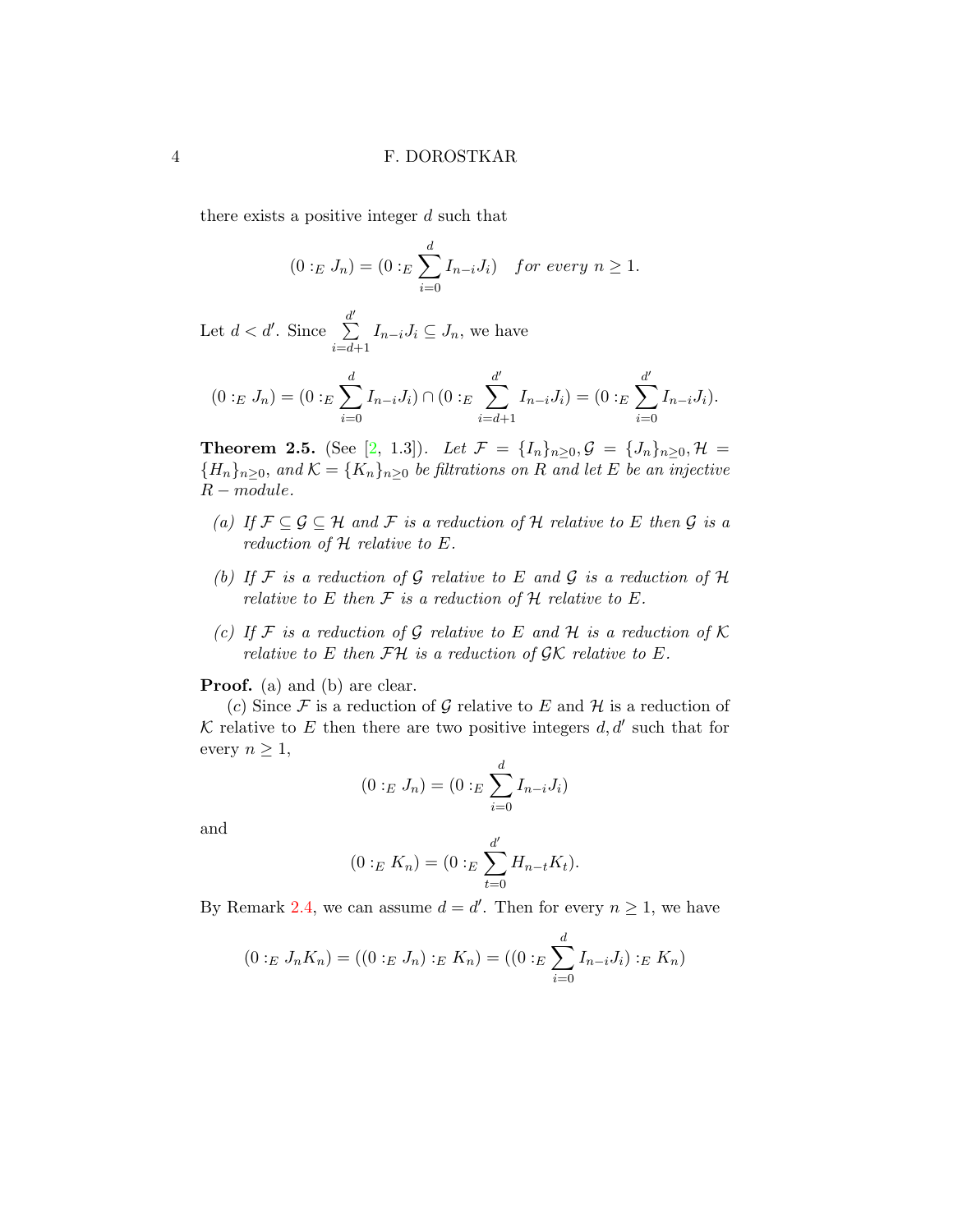there exists a positive integer $d$ such that

$$(0 :_E J_n) = (0 :_E \sum_{i=0}^{d} I_{n-i}J_i) \quad for\ every\ n \geq 1.$$

Let $d < d'$. Since $\sum_{i=d+1}^{d'} I_{n-i}J_i \subseteq J_n$, we have

$$(0 :_E J_n) = (0 :_E \sum_{i=0}^{d} I_{n-i}J_i) \cap (0 :_E \sum_{i=d+1}^{d'} I_{n-i}J_i) = (0 :_E \sum_{i=0}^{d'} I_{n-i}J_i).$$

**Theorem 2.5.** (See [2, 1.3]). *Let $\mathcal{F} = \{I_n\}_{n\geq 0}, \mathcal{G} = \{J_n\}_{n\geq 0}, \mathcal{H} = \{H_n\}_{n\geq 0}$, and $\mathcal{K} = \{K_n\}_{n\geq 0}$ be filtrations on $R$ and let $E$ be an injective $R-module$.*

*(a) If $\mathcal{F} \subseteq \mathcal{G} \subseteq \mathcal{H}$ and $\mathcal{F}$ is a reduction of $\mathcal{H}$ relative to $E$ then $\mathcal{G}$ is a reduction of $\mathcal{H}$ relative to $E$.*

*(b) If $\mathcal{F}$ is a reduction of $\mathcal{G}$ relative to $E$ and $\mathcal{G}$ is a reduction of $\mathcal{H}$ relative to $E$ then $\mathcal{F}$ is a reduction of $\mathcal{H}$ relative to $E$.*

*(c) If $\mathcal{F}$ is a reduction of $\mathcal{G}$ relative to $E$ and $\mathcal{H}$ is a reduction of $\mathcal{K}$ relative to $E$ then $\mathcal{F}\mathcal{H}$ is a reduction of $\mathcal{G}\mathcal{K}$ relative to $E$.*

**Proof.** (a) and (b) are clear.

($c$) Since $\mathcal{F}$ is a reduction of $\mathcal{G}$ relative to $E$ and $\mathcal{H}$ is a reduction of $\mathcal{K}$ relative to $E$ then there are two positive integers $d, d'$ such that for every $n \geq 1$,

$$(0 :_E J_n) = (0 :_E \sum_{i=0}^{d} I_{n-i}J_i)$$

and

$$(0 :_E K_n) = (0 :_E \sum_{t=0}^{d'} H_{n-t}K_t).$$

By Remark 2.4, we can assume $d = d'$. Then for every $n \geq 1$, we have

$$(0 :_E J_nK_n) = ((0 :_E J_n) :_E K_n) = ((0 :_E \sum_{i=0}^{d} I_{n-i}J_i) :_E K_n)$$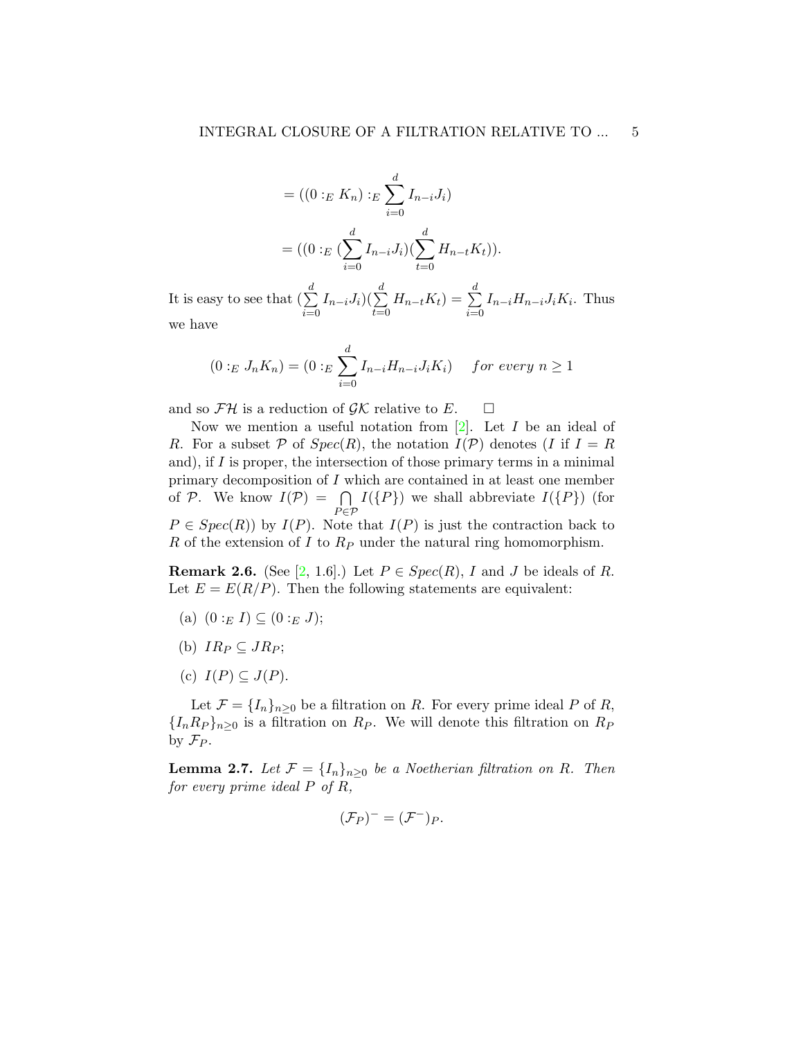$$= ((0 :_E K_n) :_E \sum_{i=0}^{d} I_{n-i}J_i)$$

$$= ((0 :_E (\sum_{i=0}^{d} I_{n-i}J_i)(\sum_{t=0}^{d} H_{n-t}K_t)).$$

It is easy to see that $(\sum_{i=0}^{d} I_{n-i}J_i)(\sum_{t=0}^{d} H_{n-t}K_t) = \sum_{i=0}^{d} I_{n-i}H_{n-i}J_iK_i$. Thus we have

$$(0 :_E J_nK_n) = (0 :_E \sum_{i=0}^{d} I_{n-i}H_{n-i}J_iK_i) \quad \textit{for every } n \geq 1$$

and so $\mathcal{FH}$ is a reduction of $\mathcal{GK}$ relative to $E$. $\square$

Now we mention a useful notation from [2]. Let $I$ be an ideal of $R$. For a subset $\mathcal{P}$ of $Spec(R)$, the notation $I(\mathcal{P})$ denotes ($I$ if $I = R$ and), if $I$ is proper, the intersection of those primary terms in a minimal primary decomposition of $I$ which are contained in at least one member of $\mathcal{P}$. We know $I(\mathcal{P}) = \bigcap_{P \in \mathcal{P}} I(\{P\})$ we shall abbreviate $I(\{P\})$ (for $P \in Spec(R)$) by $I(P)$. Note that $I(P)$ is just the contraction back to $R$ of the extension of $I$ to $R_P$ under the natural ring homomorphism.

**Remark 2.6.** (See [2, 1.6].) Let $P \in Spec(R)$, $I$ and $J$ be ideals of $R$. Let $E = E(R/P)$. Then the following statements are equivalent:

(a) $(0 :_E I) \subseteq (0 :_E J)$;

(b) $IR_P \subseteq JR_P$;

(c) $I(P) \subseteq J(P)$.

Let $\mathcal{F} = \{I_n\}_{n \geq 0}$ be a filtration on $R$. For every prime ideal $P$ of $R$, $\{I_nR_P\}_{n \geq 0}$ is a filtration on $R_P$. We will denote this filtration on $R_P$ by $\mathcal{F}_P$.

**Lemma 2.7.** *Let $\mathcal{F} = \{I_n\}_{n \geq 0}$ be a Noetherian filtration on $R$. Then for every prime ideal $P$ of $R$,*

$$(\mathcal{F}_P)^- = (\mathcal{F}^-)_P.$$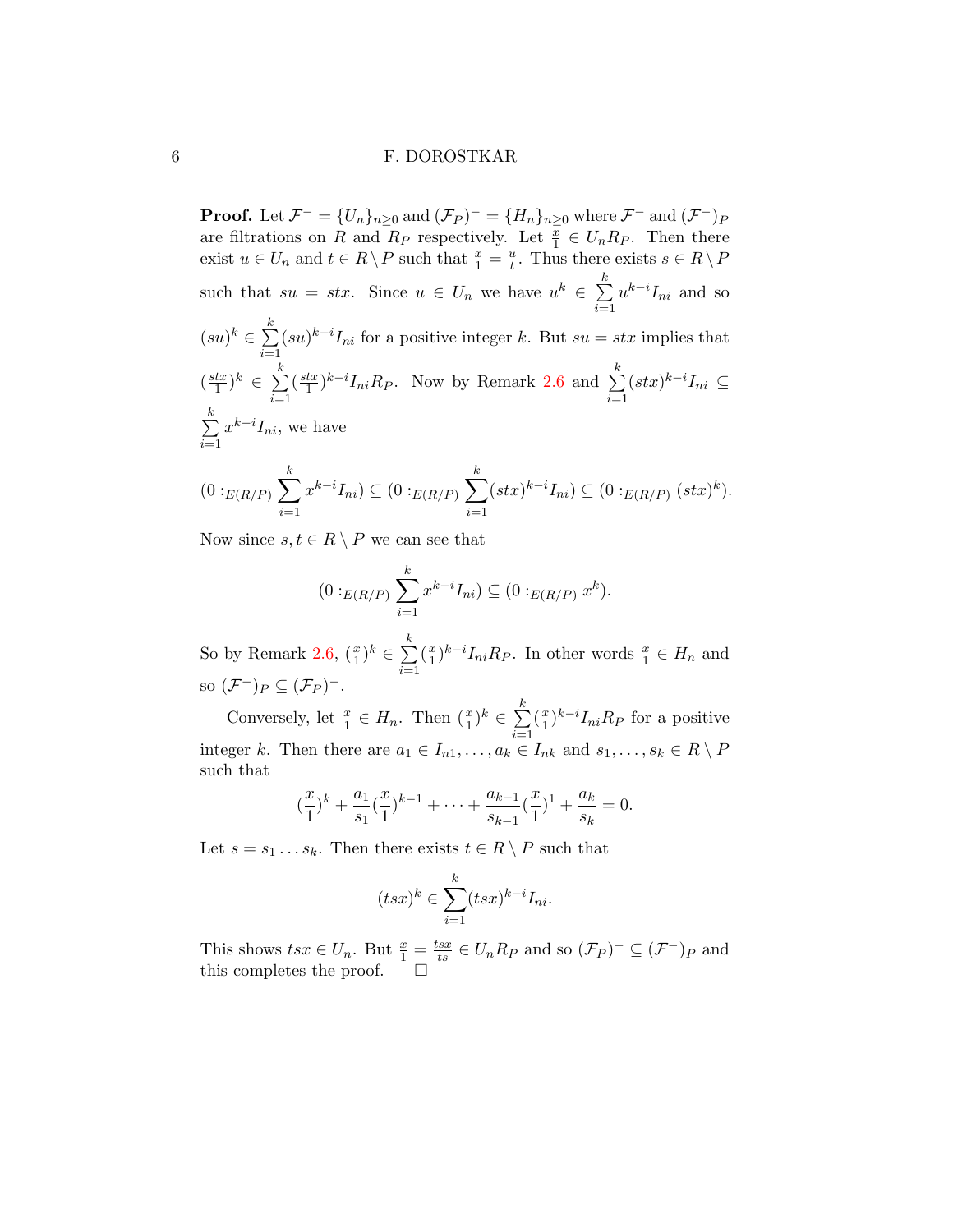**Proof.** Let $\mathcal{F}^- = \{U_n\}_{n\geq 0}$ and $(\mathcal{F}_P)^- = \{H_n\}_{n\geq 0}$ where $\mathcal{F}^-$ and $(\mathcal{F}^-)_P$ are filtrations on $R$ and $R_P$ respectively. Let $\frac{x}{1} \in U_n R_P$. Then there exist $u \in U_n$ and $t \in R\setminus P$ such that $\frac{x}{1} = \frac{u}{t}$. Thus there exists $s \in R \setminus P$ such that $su = stx$. Since $u \in U_n$ we have $u^k \in \sum_{i=1}^{k} u^{k-i} I_{ni}$ and so $(su)^k \in \sum_{i=1}^{k} (su)^{k-i} I_{ni}$ for a positive integer $k$. But $su = stx$ implies that $(\frac{stx}{1})^k \in \sum_{i=1}^{k} (\frac{stx}{1})^{k-i} I_{ni} R_P$. Now by Remark 2.6 and $\sum_{i=1}^{k} (stx)^{k-i} I_{ni} \subseteq \sum_{i=1}^{k} x^{k-i} I_{ni}$, we have

$$(0 :_{E(R/P)} \sum_{i=1}^{k} x^{k-i} I_{ni}) \subseteq (0 :_{E(R/P)} \sum_{i=1}^{k} (stx)^{k-i} I_{ni}) \subseteq (0 :_{E(R/P)} (stx)^k).$$

Now since $s, t \in R \setminus P$ we can see that

$$(0 :_{E(R/P)} \sum_{i=1}^{k} x^{k-i} I_{ni}) \subseteq (0 :_{E(R/P)} x^k).$$

So by Remark 2.6, $(\frac{x}{1})^k \in \sum_{i=1}^{k} (\frac{x}{1})^{k-i} I_{ni} R_P$. In other words $\frac{x}{1} \in H_n$ and so $(\mathcal{F}^-)_P \subseteq (\mathcal{F}_P)^-$.

Conversely, let $\frac{x}{1} \in H_n$. Then $(\frac{x}{1})^k \in \sum_{i=1}^{k} (\frac{x}{1})^{k-i} I_{ni} R_P$ for a positive integer $k$. Then there are $a_1 \in I_{n1}, \ldots, a_k \in I_{nk}$ and $s_1, \ldots, s_k \in R \setminus P$ such that

$$(\frac{x}{1})^k + \frac{a_1}{s_1} (\frac{x}{1})^{k-1} + \cdots + \frac{a_{k-1}}{s_{k-1}} (\frac{x}{1})^1 + \frac{a_k}{s_k} = 0.$$

Let $s = s_1 \ldots s_k$. Then there exists $t \in R \setminus P$ such that

$$(tsx)^k \in \sum_{i=1}^{k} (tsx)^{k-i} I_{ni}.$$

This shows $tsx \in U_n$. But $\frac{x}{1} = \frac{tsx}{ts} \in U_n R_P$ and so $(\mathcal{F}_P)^- \subseteq (\mathcal{F}^-)_P$ and this completes the proof. $\square$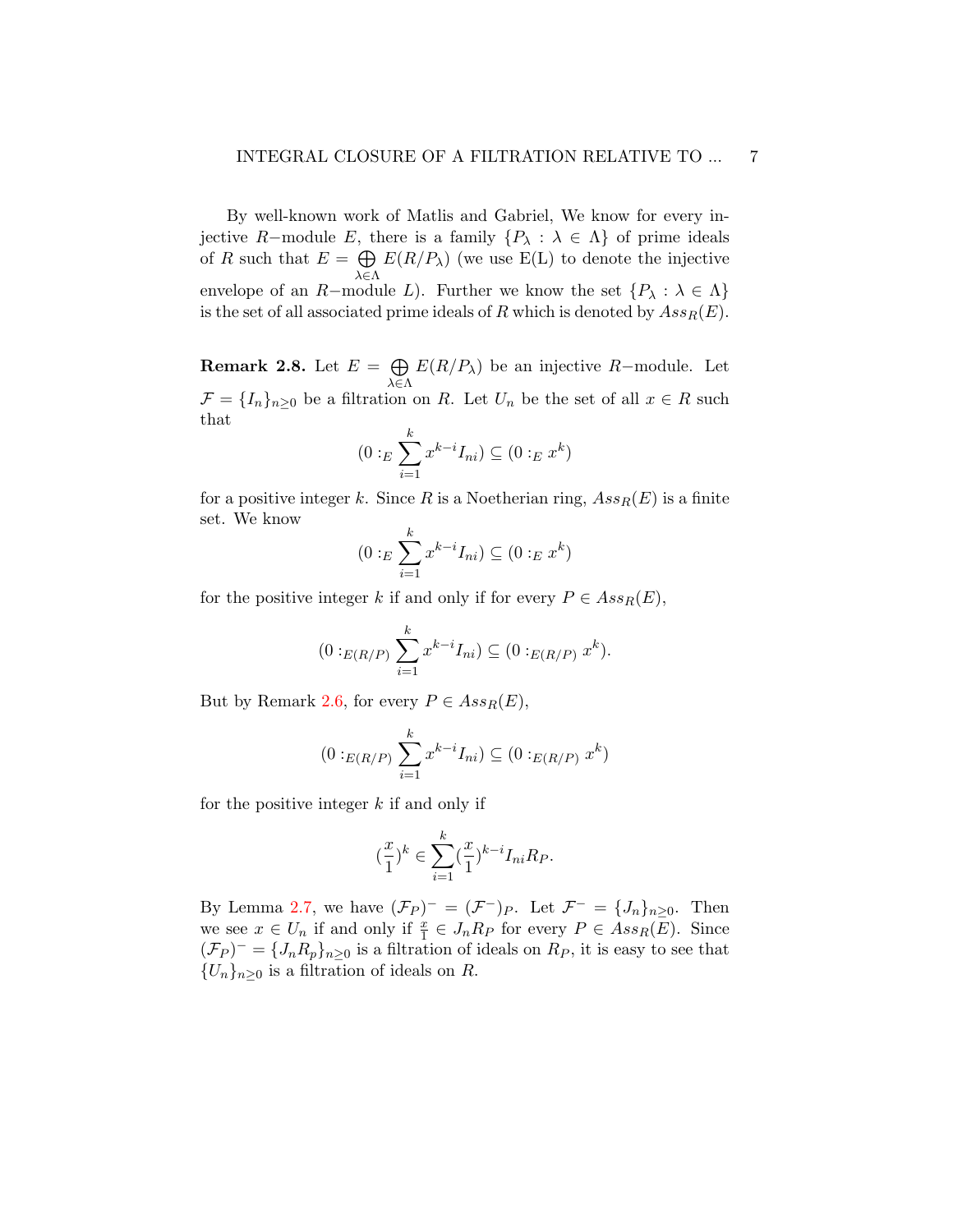By well-known work of Matlis and Gabriel, We know for every injective $R-$module $E$, there is a family $\{P_\lambda : \lambda \in \Lambda\}$ of prime ideals of $R$ such that $E = \bigoplus_{\lambda \in \Lambda} E(R/P_\lambda)$ (we use E(L) to denote the injective envelope of an $R-$module $L$). Further we know the set $\{P_\lambda : \lambda \in \Lambda\}$ is the set of all associated prime ideals of $R$ which is denoted by $Ass_R(E)$.

**Remark 2.8.** Let $E = \bigoplus_{\lambda \in \Lambda} E(R/P_\lambda)$ be an injective $R-$module. Let $\mathcal{F} = \{I_n\}_{n \geq 0}$ be a filtration on $R$. Let $U_n$ be the set of all $x \in R$ such that

$$(0 :_E \sum_{i=1}^{k} x^{k-i} I_{ni}) \subseteq (0 :_E x^k)$$

for a positive integer $k$. Since $R$ is a Noetherian ring, $Ass_R(E)$ is a finite set. We know

$$(0 :_E \sum_{i=1}^{k} x^{k-i} I_{ni}) \subseteq (0 :_E x^k)$$

for the positive integer $k$ if and only if for every $P \in Ass_R(E)$,

$$(0 :_{E(R/P)} \sum_{i=1}^{k} x^{k-i} I_{ni}) \subseteq (0 :_{E(R/P)} x^k).$$

But by Remark 2.6, for every $P \in Ass_R(E)$,

$$(0 :_{E(R/P)} \sum_{i=1}^{k} x^{k-i} I_{ni}) \subseteq (0 :_{E(R/P)} x^k)$$

for the positive integer $k$ if and only if

$$(\frac{x}{1})^k \in \sum_{i=1}^{k} (\frac{x}{1})^{k-i} I_{ni} R_P.$$

By Lemma 2.7, we have $(\mathcal{F}_P)^- = (\mathcal{F}^-)_P$. Let $\mathcal{F}^- = \{J_n\}_{n \geq 0}$. Then we see $x \in U_n$ if and only if $\frac{x}{1} \in J_n R_P$ for every $P \in Ass_R(E)$. Since $(\mathcal{F}_P)^- = \{J_n R_p\}_{n \geq 0}$ is a filtration of ideals on $R_P$, it is easy to see that $\{U_n\}_{n \geq 0}$ is a filtration of ideals on $R$.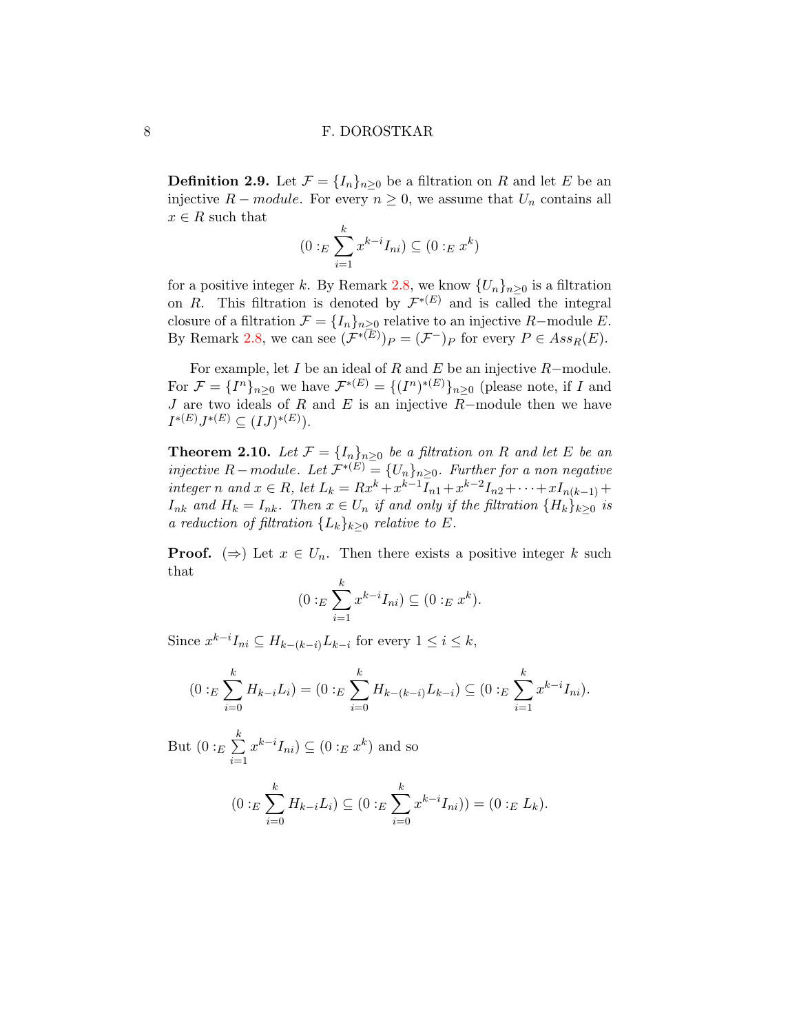**Definition 2.9.** Let $\mathcal{F} = \{I_n\}_{n\geq 0}$ be a filtration on $R$ and let $E$ be an injective $R-module$. For every $n \geq 0$, we assume that $U_n$ contains all $x \in R$ such that

$$(0:_E \sum_{i=1}^{k} x^{k-i} I_{ni}) \subseteq (0:_E x^k)$$

for a positive integer $k$. By Remark 2.8, we know $\{U_n\}_{n\geq 0}$ is a filtration on $R$. This filtration is denoted by $\mathcal{F}^{*(E)}$ and is called the integral closure of a filtration $\mathcal{F} = \{I_n\}_{n\geq 0}$ relative to an injective $R-$module $E$. By Remark 2.8, we can see $(\mathcal{F}^{*(E)})_P = (\mathcal{F}^{-})_P$ for every $P \in Ass_R(E)$.

For example, let $I$ be an ideal of $R$ and $E$ be an injective $R-$module. For $\mathcal{F} = \{I^n\}_{n\geq 0}$ we have $\mathcal{F}^{*(E)} = \{(I^n)^{*(E)}\}_{n\geq 0}$ (please note, if $I$ and $J$ are two ideals of $R$ and $E$ is an injective $R-$module then we have $I^{*(E)} J^{*(E)} \subseteq (IJ)^{*(E)}$).

**Theorem 2.10.** *Let $\mathcal{F} = \{I_n\}_{n\geq 0}$ be a filtration on $R$ and let $E$ be an injective $R-module$. Let $\mathcal{F}^{*(E)} = \{U_n\}_{n\geq 0}$. Further for a non negative integer $n$ and $x \in R$, let $L_k = Rx^k + x^{k-1}I_{n1} + x^{k-2}I_{n2} + \cdots + xI_{n(k-1)} + I_{nk}$ and $H_k = I_{nk}$. Then $x \in U_n$ if and only if the filtration $\{H_k\}_{k\geq 0}$ is a reduction of filtration $\{L_k\}_{k\geq 0}$ relative to $E$.*

**Proof.** $(\Rightarrow)$ Let $x \in U_n$. Then there exists a positive integer $k$ such that

$$(0:_E \sum_{i=1}^{k} x^{k-i} I_{ni}) \subseteq (0:_E x^k).$$

Since $x^{k-i} I_{ni} \subseteq H_{k-(k-i)} L_{k-i}$ for every $1 \leq i \leq k$,

$$(0:_E \sum_{i=0}^{k} H_{k-i} L_i) = (0:_E \sum_{i=0}^{k} H_{k-(k-i)} L_{k-i}) \subseteq (0:_E \sum_{i=1}^{k} x^{k-i} I_{ni}).$$

But $(0:_E \sum_{i=1}^{k} x^{k-i} I_{ni}) \subseteq (0:_E x^k)$ and so

$$(0:_E \sum_{i=0}^{k} H_{k-i} L_i) \subseteq (0:_E \sum_{i=0}^{k} x^{k-i} I_{ni})) = (0:_E L_k).$$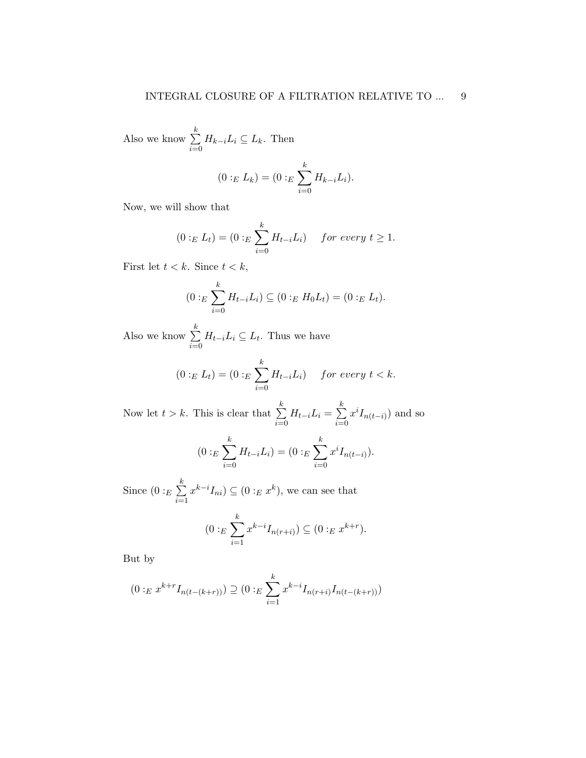Also we know $\sum\limits_{i=0}^{k} H_{k-i}L_i \subseteq L_k$. Then

$$(0 :_E L_k) = (0 :_E \sum_{i=0}^{k} H_{k-i}L_i).$$

Now, we will show that

$$(0 :_E L_t) = (0 :_E \sum_{i=0}^{k} H_{t-i}L_i) \quad \textit{for every } t \geq 1.$$

First let $t < k$. Since $t < k$,

$$(0 :_E \sum_{i=0}^{k} H_{t-i}L_i) \subseteq (0 :_E H_0 L_t) = (0 :_E L_t).$$

Also we know $\sum\limits_{i=0}^{k} H_{t-i}L_i \subseteq L_t$. Thus we have

$$(0 :_E L_t) = (0 :_E \sum_{i=0}^{k} H_{t-i}L_i) \quad \textit{for every } t < k.$$

Now let $t > k$. This is clear that $\sum\limits_{i=0}^{k} H_{t-i}L_i = \sum\limits_{i=0}^{k} x^i I_{n(t-i)})$ and so

$$(0 :_E \sum_{i=0}^{k} H_{t-i}L_i) = (0 :_E \sum_{i=0}^{k} x^i I_{n(t-i)}).$$

Since $(0 :_E \sum\limits_{i=1}^{k} x^{k-i} I_{ni}) \subseteq (0 :_E x^k)$, we can see that

$$(0 :_E \sum_{i=1}^{k} x^{k-i} I_{n(r+i)}) \subseteq (0 :_E x^{k+r}).$$

But by

$$(0 :_E x^{k+r} I_{n(t-(k+r))}) \supseteq (0 :_E \sum_{i=1}^{k} x^{k-i} I_{n(r+i)} I_{n(t-(k+r))})$$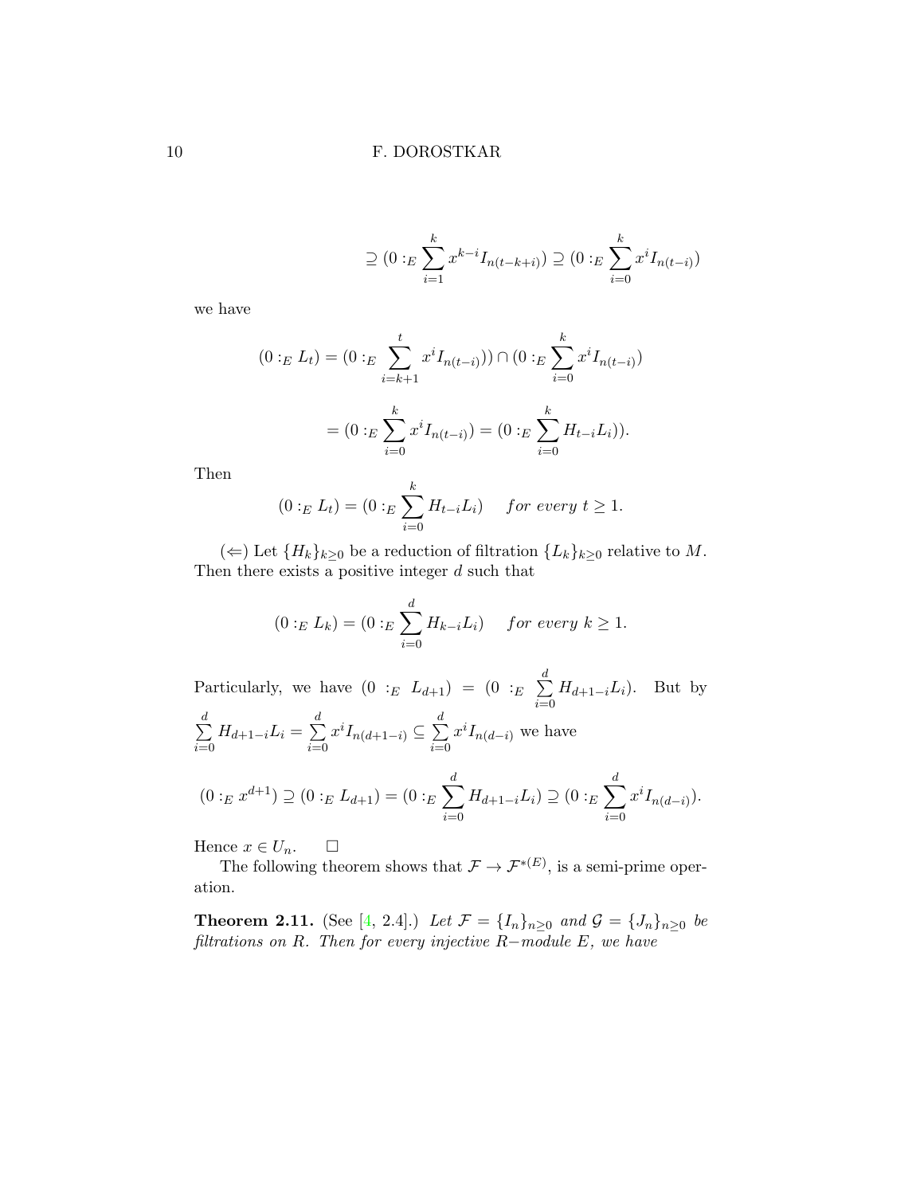$$\supseteq (0 :_E \sum_{i=1}^{k} x^{k-i} I_{n(t-k+i)}) \supseteq (0 :_E \sum_{i=0}^{k} x^i I_{n(t-i)})$$

we have

$$(0 :_E L_t) = (0 :_E \sum_{i=k+1}^{t} x^i I_{n(t-i)})) \cap (0 :_E \sum_{i=0}^{k} x^i I_{n(t-i)})$$

$$= (0 :_E \sum_{i=0}^{k} x^i I_{n(t-i)}) = (0 :_E \sum_{i=0}^{k} H_{t-i} L_i)).$$

Then

$$(0 :_E L_t) = (0 :_E \sum_{i=0}^{k} H_{t-i} L_i) \quad \textit{for every } t \geq 1.$$

($\Leftarrow$) Let $\{H_k\}_{k\geq 0}$ be a reduction of filtration $\{L_k\}_{k\geq 0}$ relative to $M$. Then there exists a positive integer $d$ such that

$$(0 :_E L_k) = (0 :_E \sum_{i=0}^{d} H_{k-i} L_i) \quad \textit{for every } k \geq 1.$$

Particularly, we have $(0 :_E L_{d+1}) = (0 :_E \sum_{i=0}^{d} H_{d+1-i} L_i)$. But by $\sum_{i=0}^{d} H_{d+1-i} L_i = \sum_{i=0}^{d} x^i I_{n(d+1-i)} \subseteq \sum_{i=0}^{d} x^i I_{n(d-i)}$ we have

$$(0 :_E x^{d+1}) \supseteq (0 :_E L_{d+1}) = (0 :_E \sum_{i=0}^{d} H_{d+1-i} L_i) \supseteq (0 :_E \sum_{i=0}^{d} x^i I_{n(d-i)}).$$

Hence $x \in U_n$. $\square$

The following theorem shows that $\mathcal{F} \to \mathcal{F}^{*(E)}$, is a semi-prime operation.

**Theorem 2.11.** (See [4, 2.4].) *Let $\mathcal{F} = \{I_n\}_{n\geq 0}$ and $\mathcal{G} = \{J_n\}_{n\geq 0}$ be filtrations on $R$. Then for every injective $R-$module $E$, we have*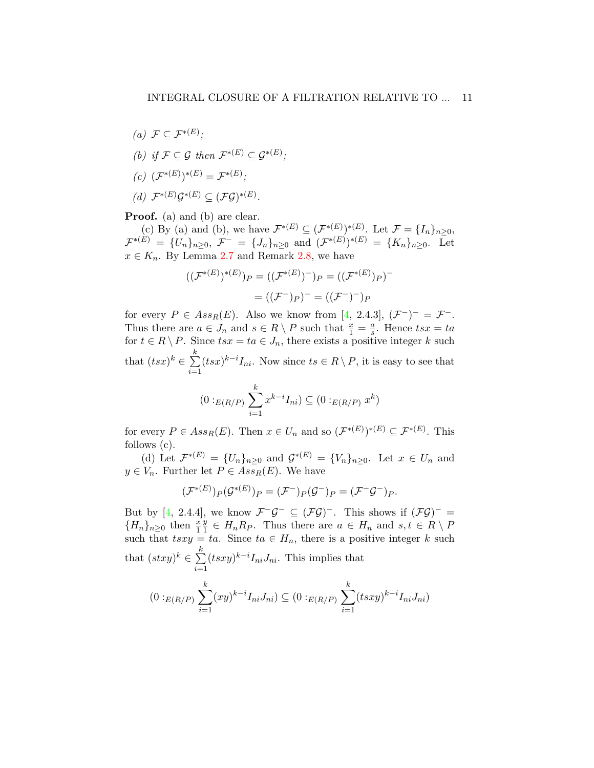*(a)* $\mathcal{F} \subseteq \mathcal{F}^{*(E)}$;

*(b) if* $\mathcal{F} \subseteq \mathcal{G}$ *then* $\mathcal{F}^{*(E)} \subseteq \mathcal{G}^{*(E)}$;

*(c)* $(\mathcal{F}^{*(E)})^{*(E)} = \mathcal{F}^{*(E)}$;

*(d)* $\mathcal{F}^{*(E)}\mathcal{G}^{*(E)} \subseteq (\mathcal{F}\mathcal{G})^{*(E)}$.

**Proof.** (a) and (b) are clear.

(c) By (a) and (b), we have $\mathcal{F}^{*(E)} \subseteq (\mathcal{F}^{*(E)})^{*(E)}$. Let $\mathcal{F} = \{I_n\}_{n\geq 0}$, $\mathcal{F}^{*(E)} = \{U_n\}_{n\geq 0}$, $\mathcal{F}^{-} = \{J_n\}_{n\geq 0}$ and $(\mathcal{F}^{*(E)})^{*(E)} = \{K_n\}_{n\geq 0}$. Let $x \in K_n$. By Lemma 2.7 and Remark 2.8, we have

$$((\mathcal{F}^{*(E)})^{*(E)})_P = ((\mathcal{F}^{*(E)})^{-})_P = ((\mathcal{F}^{*(E)})_P)^{-}$$

$$= ((\mathcal{F}^{-})_P)^{-} = ((\mathcal{F}^{-})^{-})_P$$

for every $P \in Ass_R(E)$. Also we know from [4, 2.4.3], $(\mathcal{F}^{-})^{-} = \mathcal{F}^{-}$. Thus there are $a \in J_n$ and $s \in R \setminus P$ such that $\frac{x}{1} = \frac{a}{s}$. Hence $tsx = ta$ for $t \in R \setminus P$. Since $tsx = ta \in J_n$, there exists a positive integer $k$ such that $(tsx)^k \in \sum_{i=1}^{k}(tsx)^{k-i}I_{ni}$. Now since $ts \in R \setminus P$, it is easy to see that

$$(0 :_{E(R/P)} \sum_{i=1}^{k} x^{k-i}I_{ni}) \subseteq (0 :_{E(R/P)} x^k)$$

for every $P \in Ass_R(E)$. Then $x \in U_n$ and so $(\mathcal{F}^{*(E)})^{*(E)} \subseteq \mathcal{F}^{*(E)}$. This follows (c).

(d) Let $\mathcal{F}^{*(E)} = \{U_n\}_{n\geq 0}$ and $\mathcal{G}^{*(E)} = \{V_n\}_{n\geq 0}$. Let $x \in U_n$ and $y \in V_n$. Further let $P \in Ass_R(E)$. We have

$$(\mathcal{F}^{*(E)})_P(\mathcal{G}^{*(E)})_P = (\mathcal{F}^{-})_P(\mathcal{G}^{-})_P = (\mathcal{F}^{-}\mathcal{G}^{-})_P.$$

But by [4, 2.4.4], we know $\mathcal{F}^{-}\mathcal{G}^{-} \subseteq (\mathcal{F}\mathcal{G})^{-}$. This shows if $(\mathcal{F}\mathcal{G})^{-} = \{H_n\}_{n\geq 0}$ then $\frac{x}{1}\frac{y}{1} \in H_nR_P$. Thus there are $a \in H_n$ and $s, t \in R \setminus P$ such that $tsxy = ta$. Since $ta \in H_n$, there is a positive integer $k$ such that $(stxy)^k \in \sum_{i=1}^{k}(tsxy)^{k-i}I_{ni}J_{ni}$. This implies that

$$(0 :_{E(R/P)} \sum_{i=1}^{k}(xy)^{k-i}I_{ni}J_{ni}) \subseteq (0 :_{E(R/P)} \sum_{i=1}^{k}(tsxy)^{k-i}I_{ni}J_{ni})$$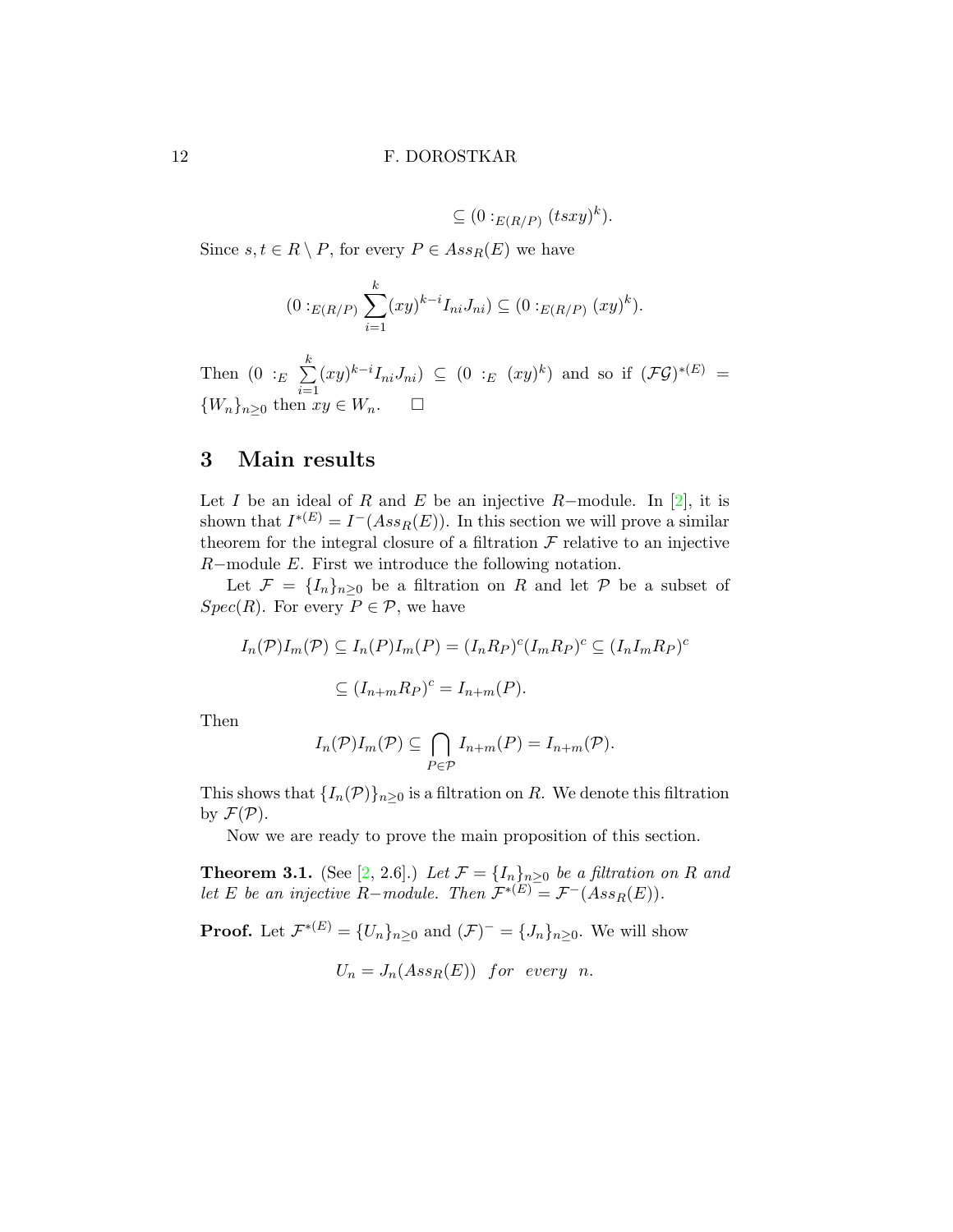$$\subseteq (0 :_{E(R/P)} (tsxy)^k).$$

Since $s, t \in R \setminus P$, for every $P \in Ass_R(E)$ we have

$$(0 :_{E(R/P)} \sum_{i=1}^{k} (xy)^{k-i} I_{ni} J_{ni}) \subseteq (0 :_{E(R/P)} (xy)^k).$$

Then $(0 :_E \sum_{i=1}^{k} (xy)^{k-i} I_{ni} J_{ni}) \subseteq (0 :_E (xy)^k)$ and so if $(\mathcal{F}\mathcal{G})^{*(E)} = \{W_n\}_{n \geq 0}$ then $xy \in W_n$. $\square$

## 3 Main results

Let $I$ be an ideal of $R$ and $E$ be an injective $R-$module. In [2], it is shown that $I^{*(E)} = I^{-}(Ass_R(E))$. In this section we will prove a similar theorem for the integral closure of a filtration $\mathcal{F}$ relative to an injective $R-$module $E$. First we introduce the following notation.

Let $\mathcal{F} = \{I_n\}_{n \geq 0}$ be a filtration on $R$ and let $\mathcal{P}$ be a subset of $Spec(R)$. For every $P \in \mathcal{P}$, we have

$$I_n(\mathcal{P}) I_m(\mathcal{P}) \subseteq I_n(P) I_m(P) = (I_n R_P)^c (I_m R_P)^c \subseteq (I_n I_m R_P)^c$$

$$\subseteq (I_{n+m} R_P)^c = I_{n+m}(P).$$

Then

$$I_n(\mathcal{P}) I_m(\mathcal{P}) \subseteq \bigcap_{P \in \mathcal{P}} I_{n+m}(P) = I_{n+m}(\mathcal{P}).$$

This shows that $\{I_n(\mathcal{P})\}_{n \geq 0}$ is a filtration on $R$. We denote this filtration by $\mathcal{F}(\mathcal{P})$.

Now we are ready to prove the main proposition of this section.

**Theorem 3.1.** (See [2, 2.6].) *Let $\mathcal{F} = \{I_n\}_{n \geq 0}$ be a filtration on $R$ and let $E$ be an injective $R-$module. Then $\mathcal{F}^{*(E)} = \mathcal{F}^{-}(Ass_R(E))$.*

**Proof.** Let $\mathcal{F}^{*(E)} = \{U_n\}_{n \geq 0}$ and $(\mathcal{F})^{-} = \{J_n\}_{n \geq 0}$. We will show

$$U_n = J_n(Ass_R(E)) \quad for \quad every \quad n.$$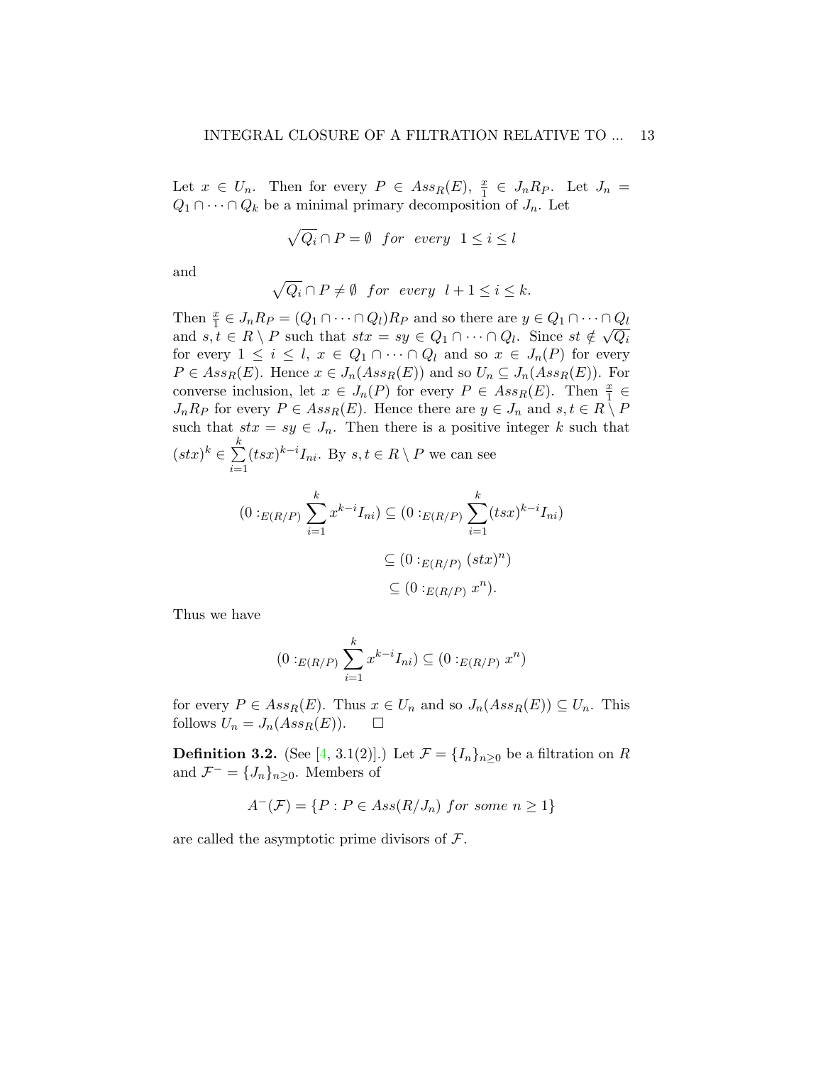Let $x \in U_n$. Then for every $P \in Ass_R(E)$, $\frac{x}{1} \in J_nR_P$. Let $J_n = Q_1 \cap \cdots \cap Q_k$ be a minimal primary decomposition of $J_n$. Let

$$\sqrt{Q_i} \cap P = \emptyset \ \ for \ \ every \ \ 1 \leq i \leq l$$

and

$$\sqrt{Q_i} \cap P \neq \emptyset \ \ for \ \ every \ \ l+1 \leq i \leq k.$$

Then $\frac{x}{1} \in J_nR_P = (Q_1 \cap \cdots \cap Q_l)R_P$ and so there are $y \in Q_1 \cap \cdots \cap Q_l$ and $s, t \in R \setminus P$ such that $stx = sy \in Q_1 \cap \cdots \cap Q_l$. Since $st \notin \sqrt{Q_i}$ for every $1 \leq i \leq l$, $x \in Q_1 \cap \cdots \cap Q_l$ and so $x \in J_n(P)$ for every $P \in Ass_R(E)$. Hence $x \in J_n(Ass_R(E))$ and so $U_n \subseteq J_n(Ass_R(E))$. For converse inclusion, let $x \in J_n(P)$ for every $P \in Ass_R(E)$. Then $\frac{x}{1} \in J_nR_P$ for every $P \in Ass_R(E)$. Hence there are $y \in J_n$ and $s, t \in R \setminus P$ such that $stx = sy \in J_n$. Then there is a positive integer $k$ such that $(stx)^k \in \sum_{i=1}^{k}(tsx)^{k-i}I_{ni}$. By $s, t \in R \setminus P$ we can see

$$\begin{aligned}
(0 :_{E(R/P)} \sum_{i=1}^{k} x^{k-i}I_{ni}) &\subseteq (0 :_{E(R/P)} \sum_{i=1}^{k}(tsx)^{k-i}I_{ni}) \\
&\subseteq (0 :_{E(R/P)} (stx)^n) \\
&\subseteq (0 :_{E(R/P)} x^n).
\end{aligned}$$

Thus we have

$$(0 :_{E(R/P)} \sum_{i=1}^{k} x^{k-i}I_{ni}) \subseteq (0 :_{E(R/P)} x^n)$$

for every $P \in Ass_R(E)$. Thus $x \in U_n$ and so $J_n(Ass_R(E)) \subseteq U_n$. This follows $U_n = J_n(Ass_R(E))$. $\square$

**Definition 3.2.** (See [4, 3.1(2)].) Let $\mathcal{F} = \{I_n\}_{n\geq 0}$ be a filtration on $R$ and $\mathcal{F}^- = \{J_n\}_{n\geq 0}$. Members of

$$A^-(\mathcal{F}) = \{P : P \in Ass(R/J_n) \ for \ some \ n \geq 1\}$$

are called the asymptotic prime divisors of $\mathcal{F}$.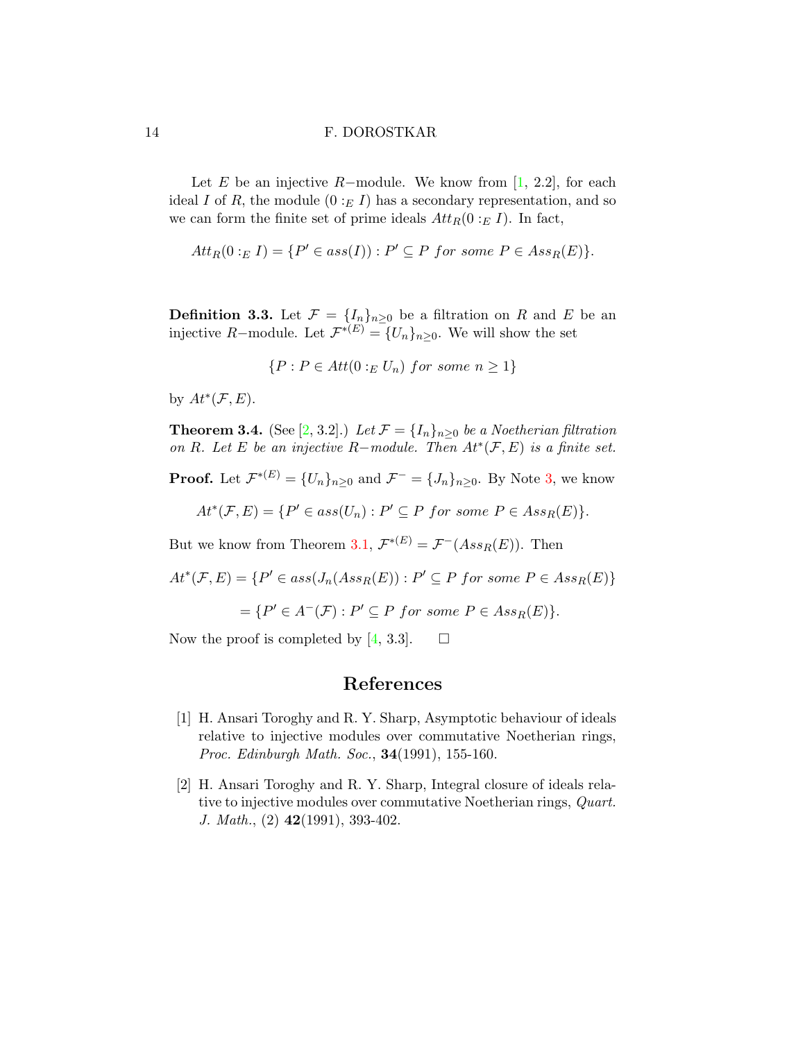Let $E$ be an injective $R-$module. We know from [1, 2.2], for each ideal $I$ of $R$, the module $(0:_E I)$ has a secondary representation, and so we can form the finite set of prime ideals $Att_R(0:_E I)$. In fact,

$$Att_R(0:_E I) = \{P' \in ass(I)) : P' \subseteq P \ for \ some \ P \in Ass_R(E)\}.$$

**Definition 3.3.** Let $\mathcal{F} = \{I_n\}_{n\geq 0}$ be a filtration on $R$ and $E$ be an injective $R-$module. Let $\mathcal{F}^{*(E)} = \{U_n\}_{n\geq 0}$. We will show the set

$$\{P : P \in Att(0:_E U_n) \ for \ some \ n \geq 1\}$$

by $At^*(\mathcal{F}, E)$.

**Theorem 3.4.** (See [2, 3.2].) *Let $\mathcal{F} = \{I_n\}_{n\geq 0}$ be a Noetherian filtration on $R$. Let $E$ be an injective $R-$module. Then $At^*(\mathcal{F}, E)$ is a finite set.*

**Proof.** Let $\mathcal{F}^{*(E)} = \{U_n\}_{n\geq 0}$ and $\mathcal{F}^{-} = \{J_n\}_{n\geq 0}$. By Note 3, we know

$$At^*(\mathcal{F}, E) = \{P' \in ass(U_n) : P' \subseteq P \ for \ some \ P \in Ass_R(E)\}.$$

But we know from Theorem 3.1, $\mathcal{F}^{*(E)} = \mathcal{F}^{-}(Ass_R(E))$. Then

$$At^*(\mathcal{F}, E) = \{P' \in ass(J_n(Ass_R(E)) : P' \subseteq P \ for \ some \ P \in Ass_R(E)\}$$

$$= \{P' \in A^{-}(\mathcal{F}) : P' \subseteq P \ for \ some \ P \in Ass_R(E)\}.$$

Now the proof is completed by [4, 3.3]. $\square$

## References

[1] H. Ansari Toroghy and R. Y. Sharp, Asymptotic behaviour of ideals relative to injective modules over commutative Noetherian rings, *Proc. Edinburgh Math. Soc.*, **34**(1991), 155-160.

[2] H. Ansari Toroghy and R. Y. Sharp, Integral closure of ideals relative to injective modules over commutative Noetherian rings, *Quart. J. Math.*, (2) **42**(1991), 393-402.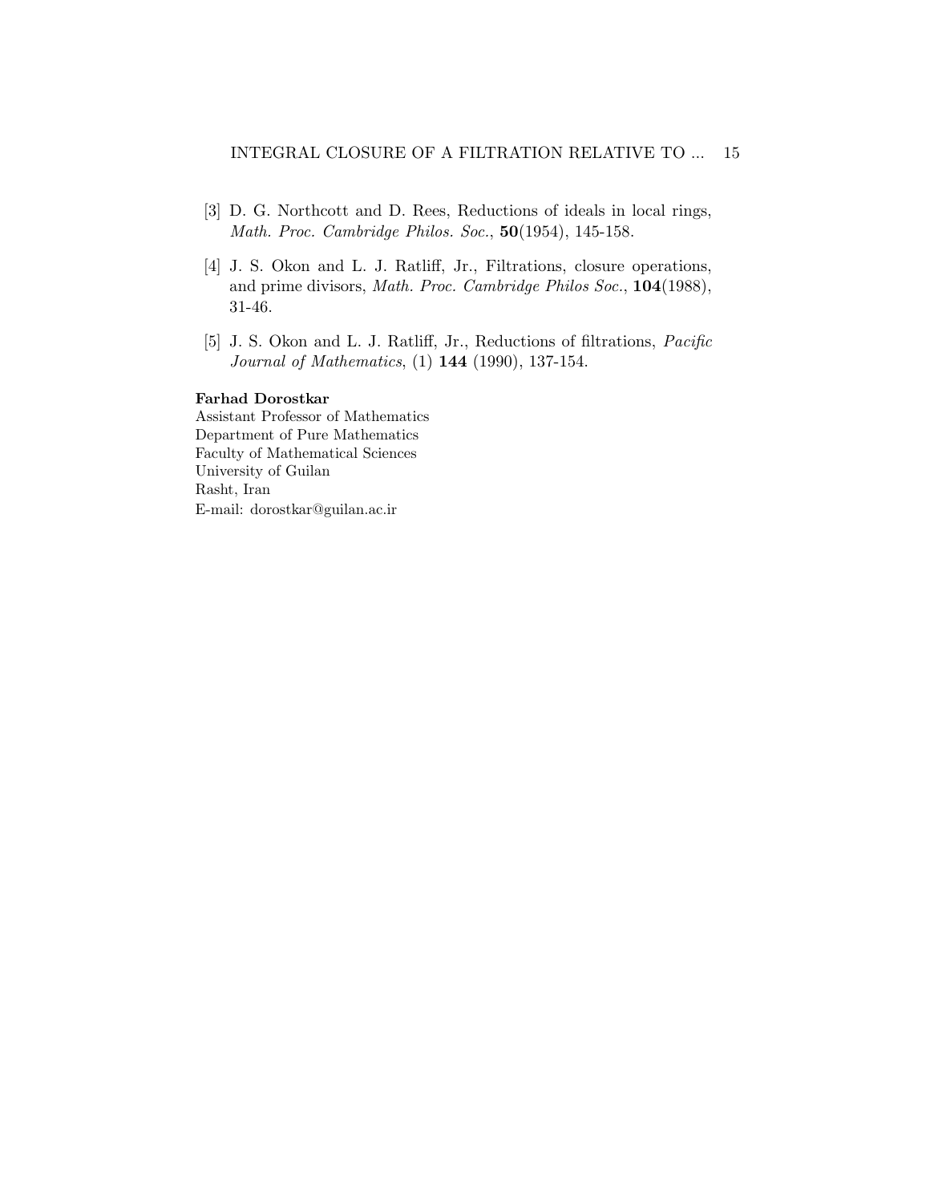[3] D. G. Northcott and D. Rees, Reductions of ideals in local rings, *Math. Proc. Cambridge Philos. Soc.*, **50**(1954), 145-158.

[4] J. S. Okon and L. J. Ratliff, Jr., Filtrations, closure operations, and prime divisors, *Math. Proc. Cambridge Philos Soc.*, **104**(1988), 31-46.

[5] J. S. Okon and L. J. Ratliff, Jr., Reductions of filtrations, *Pacific Journal of Mathematics*, (1) **144** (1990), 137-154.

**Farhad Dorostkar**
Assistant Professor of Mathematics
Department of Pure Mathematics
Faculty of Mathematical Sciences
University of Guilan
Rasht, Iran
E-mail: dorostkar@guilan.ac.ir